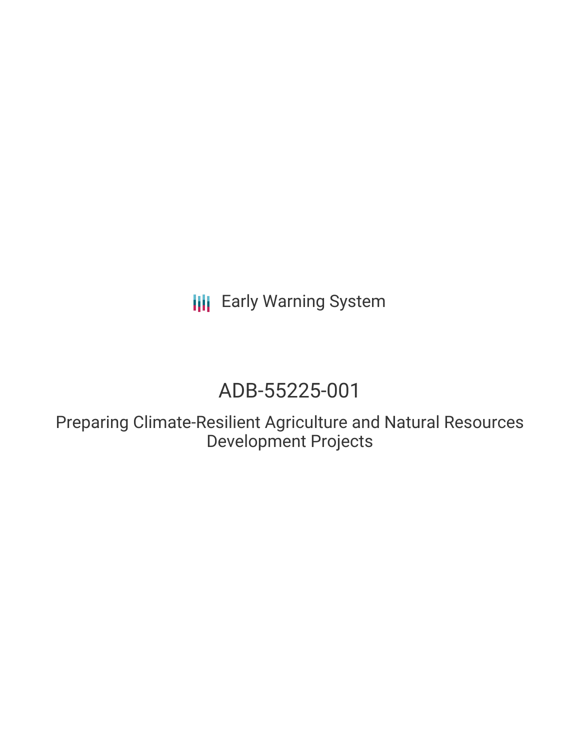Early Warning System

# ADB-55225-001

## Preparing Climate-Resilient Agriculture and Natural Resources Development Projects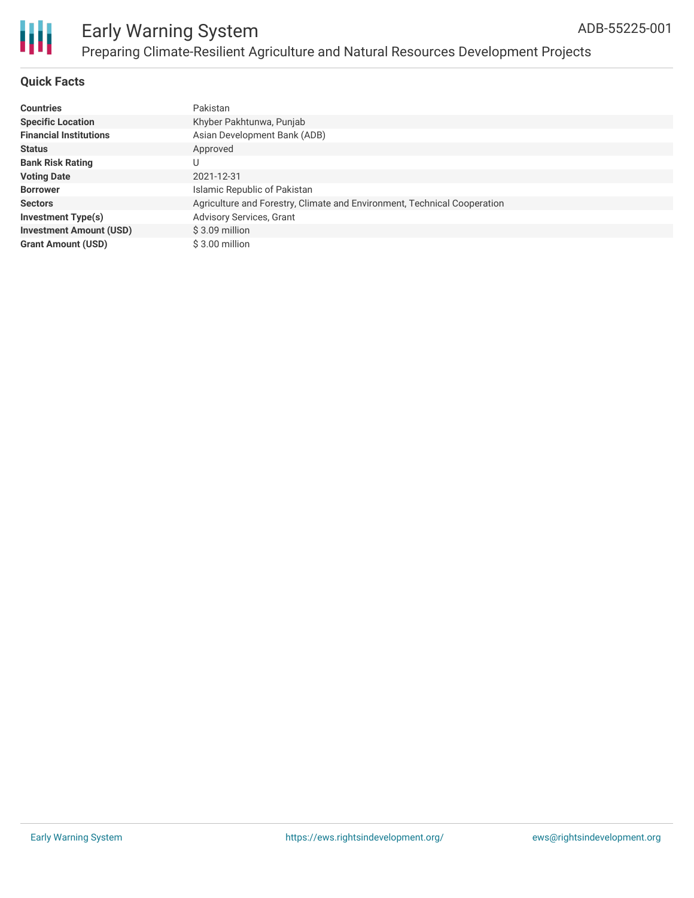# Early Warning System

## Preparing Climate-Resilient Agriculture and Natural Resources Development Projects

ADB-55225-001

### Quick Facts

| | |
|---|---|
| **Countries** | Pakistan |
| **Specific Location** | Khyber Pakhtunwa, Punjab |
| **Financial Institutions** | Asian Development Bank (ADB) |
| **Status** | Approved |
| **Bank Risk Rating** | U |
| **Voting Date** | 2021-12-31 |
| **Borrower** | Islamic Republic of Pakistan |
| **Sectors** | Agriculture and Forestry, Climate and Environment, Technical Cooperation |
| **Investment Type(s)** | Advisory Services, Grant |
| **Investment Amount (USD)** | $ 3.09 million |
| **Grant Amount (USD)** | $ 3.00 million |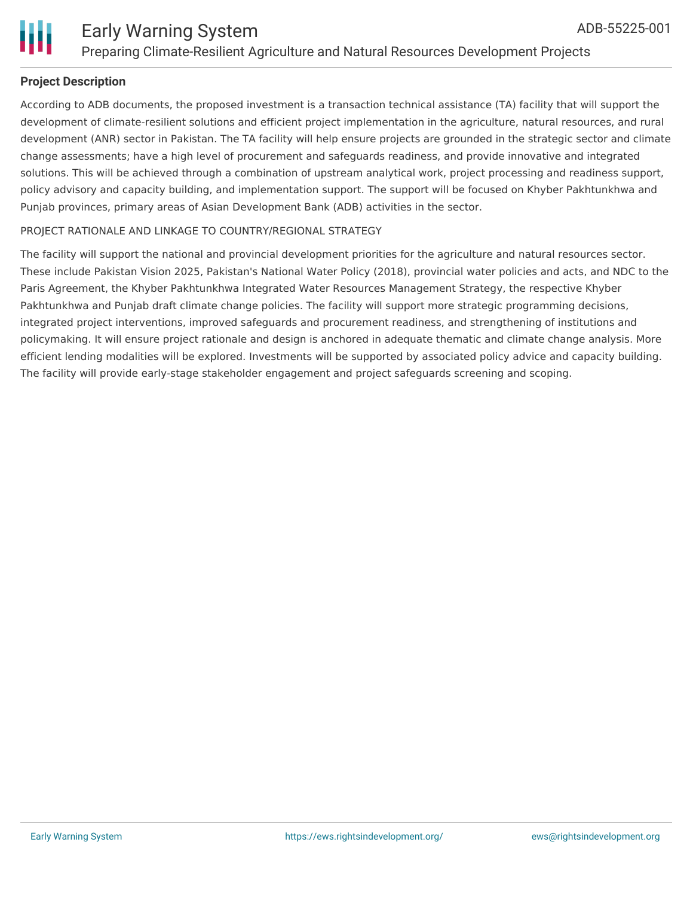### Project Description

According to ADB documents, the proposed investment is a transaction technical assistance (TA) facility that will support the development of climate-resilient solutions and efficient project implementation in the agriculture, natural resources, and rural development (ANR) sector in Pakistan. The TA facility will help ensure projects are grounded in the strategic sector and climate change assessments; have a high level of procurement and safeguards readiness, and provide innovative and integrated solutions. This will be achieved through a combination of upstream analytical work, project processing and readiness support, policy advisory and capacity building, and implementation support. The support will be focused on Khyber Pakhtunkhwa and Punjab provinces, primary areas of Asian Development Bank (ADB) activities in the sector.

PROJECT RATIONALE AND LINKAGE TO COUNTRY/REGIONAL STRATEGY

The facility will support the national and provincial development priorities for the agriculture and natural resources sector. These include Pakistan Vision 2025, Pakistan's National Water Policy (2018), provincial water policies and acts, and NDC to the Paris Agreement, the Khyber Pakhtunkhwa Integrated Water Resources Management Strategy, the respective Khyber Pakhtunkhwa and Punjab draft climate change policies. The facility will support more strategic programming decisions, integrated project interventions, improved safeguards and procurement readiness, and strengthening of institutions and policymaking. It will ensure project rationale and design is anchored in adequate thematic and climate change analysis. More efficient lending modalities will be explored. Investments will be supported by associated policy advice and capacity building. The facility will provide early-stage stakeholder engagement and project safeguards screening and scoping.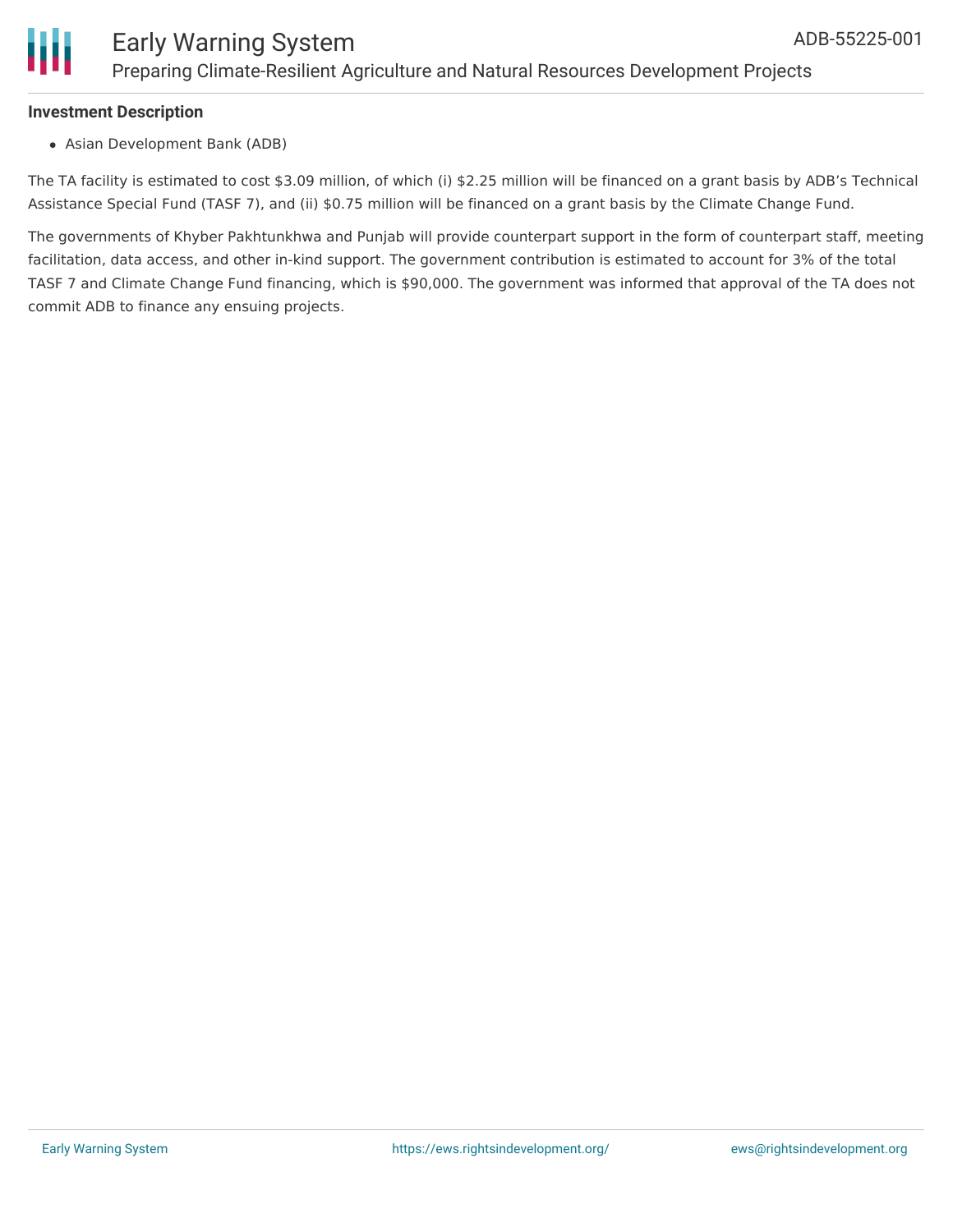**Investment Description**

- Asian Development Bank (ADB)

The TA facility is estimated to cost $3.09 million, of which (i) $2.25 million will be financed on a grant basis by ADB's Technical Assistance Special Fund (TASF 7), and (ii) $0.75 million will be financed on a grant basis by the Climate Change Fund.

The governments of Khyber Pakhtunkhwa and Punjab will provide counterpart support in the form of counterpart staff, meeting facilitation, data access, and other in-kind support. The government contribution is estimated to account for 3% of the total TASF 7 and Climate Change Fund financing, which is $90,000. The government was informed that approval of the TA does not commit ADB to finance any ensuing projects.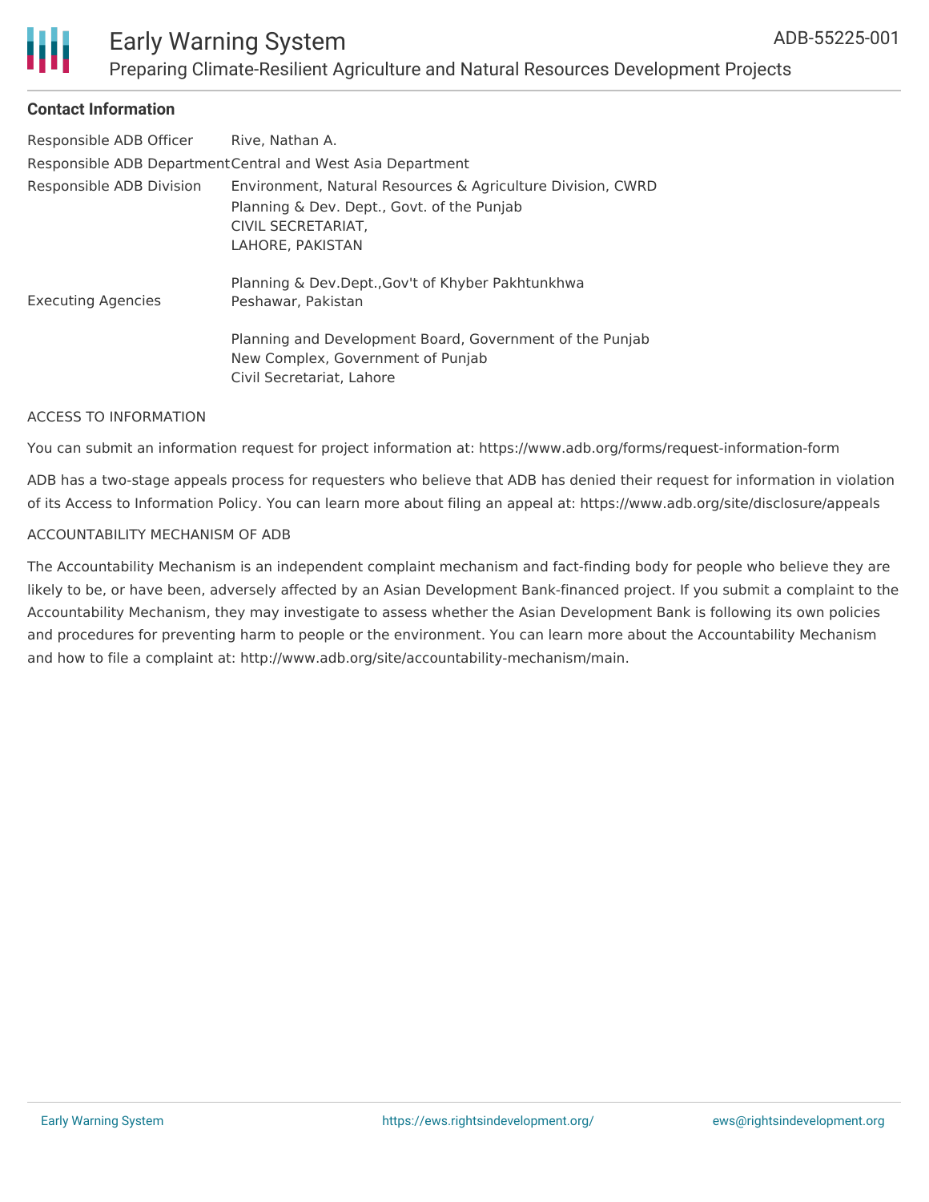## Contact Information

| | |
|---|---|
| Responsible ADB Officer | Rive, Nathan A. |
| Responsible ADB Department | Central and West Asia Department |
| Responsible ADB Division | Environment, Natural Resources & Agriculture Division, CWRD |
| Executing Agencies | Planning & Dev. Dept., Govt. of the Punjab<br>CIVIL SECRETARIAT,<br>LAHORE, PAKISTAN<br><br>Planning & Dev.Dept.,Gov't of Khyber Pakhtunkhwa<br>Peshawar, Pakistan<br><br>Planning and Development Board, Government of the Punjab<br>New Complex, Government of Punjab<br>Civil Secretariat, Lahore |

ACCESS TO INFORMATION

You can submit an information request for project information at: https://www.adb.org/forms/request-information-form

ADB has a two-stage appeals process for requesters who believe that ADB has denied their request for information in violation of its Access to Information Policy. You can learn more about filing an appeal at: https://www.adb.org/site/disclosure/appeals

ACCOUNTABILITY MECHANISM OF ADB

The Accountability Mechanism is an independent complaint mechanism and fact-finding body for people who believe they are likely to be, or have been, adversely affected by an Asian Development Bank-financed project. If you submit a complaint to the Accountability Mechanism, they may investigate to assess whether the Asian Development Bank is following its own policies and procedures for preventing harm to people or the environment. You can learn more about the Accountability Mechanism and how to file a complaint at: http://www.adb.org/site/accountability-mechanism/main.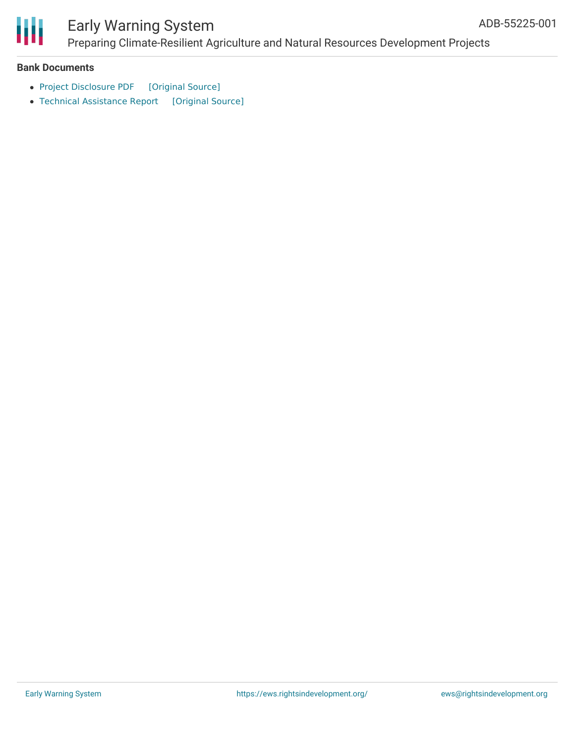**Bank Documents**

- Project Disclosure PDF [Original Source]
- Technical Assistance Report [Original Source]